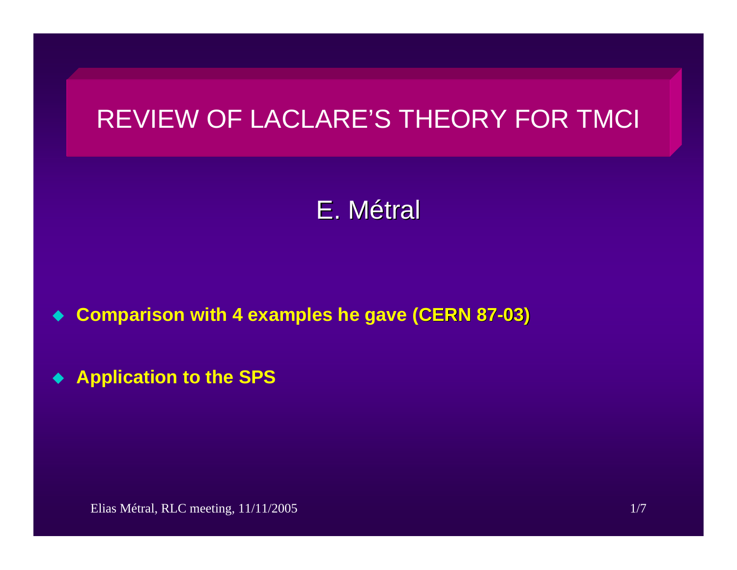# REVIEW OF LACLARE'S THEORY FOR TMCI

E. Métral

- **Comparison with 4 examples he gave (CERN 87-03)**
- **Application to the SPS**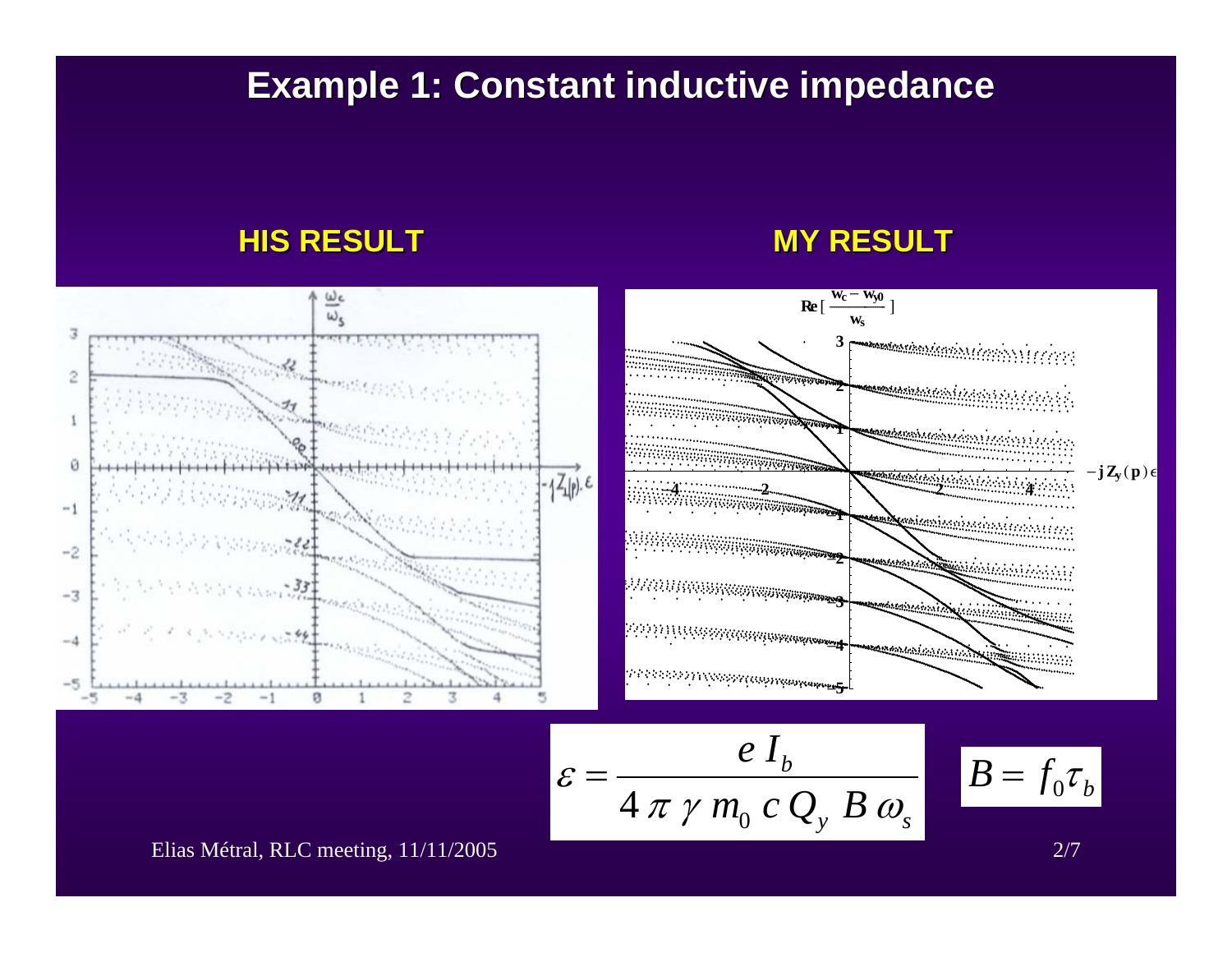# Example 1: Constant inductive impedance

**HIS RESULT**

**MY RESULT**

$$\varepsilon = \frac{e\, I_b}{4\, \pi\, \gamma\, m_0\, c\, Q_y\, B\, \omega_s}$$

$$B = f_0 \tau_b$$

Elias Métral, RLC meeting, 11/11/2005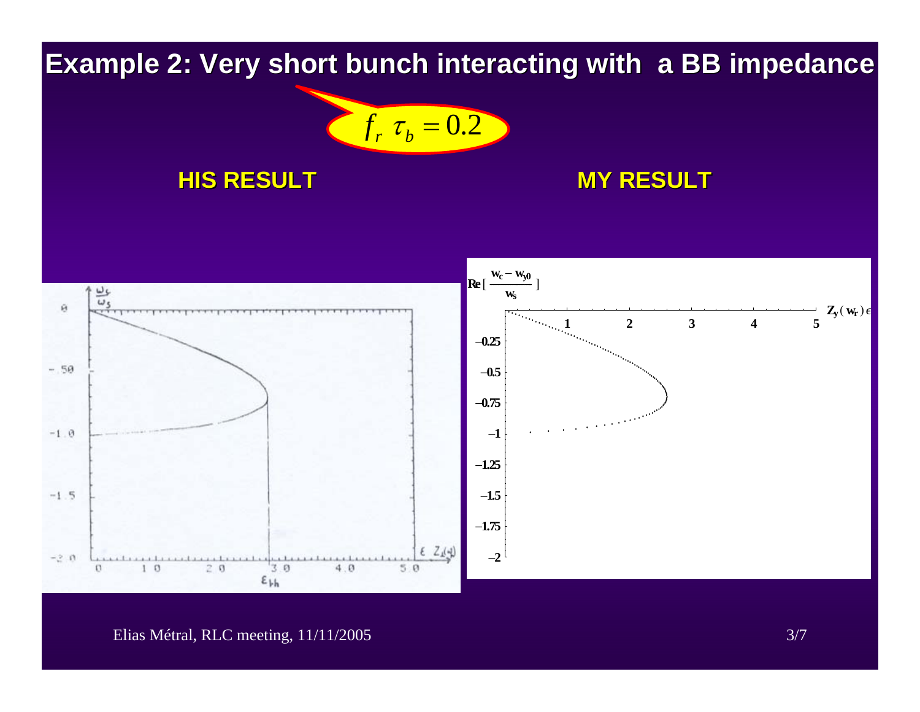# Example 2: Very short bunch interacting with a BB impedance

$f_r \ \tau_b = 0.2$

**HIS RESULT** | **MY RESULT**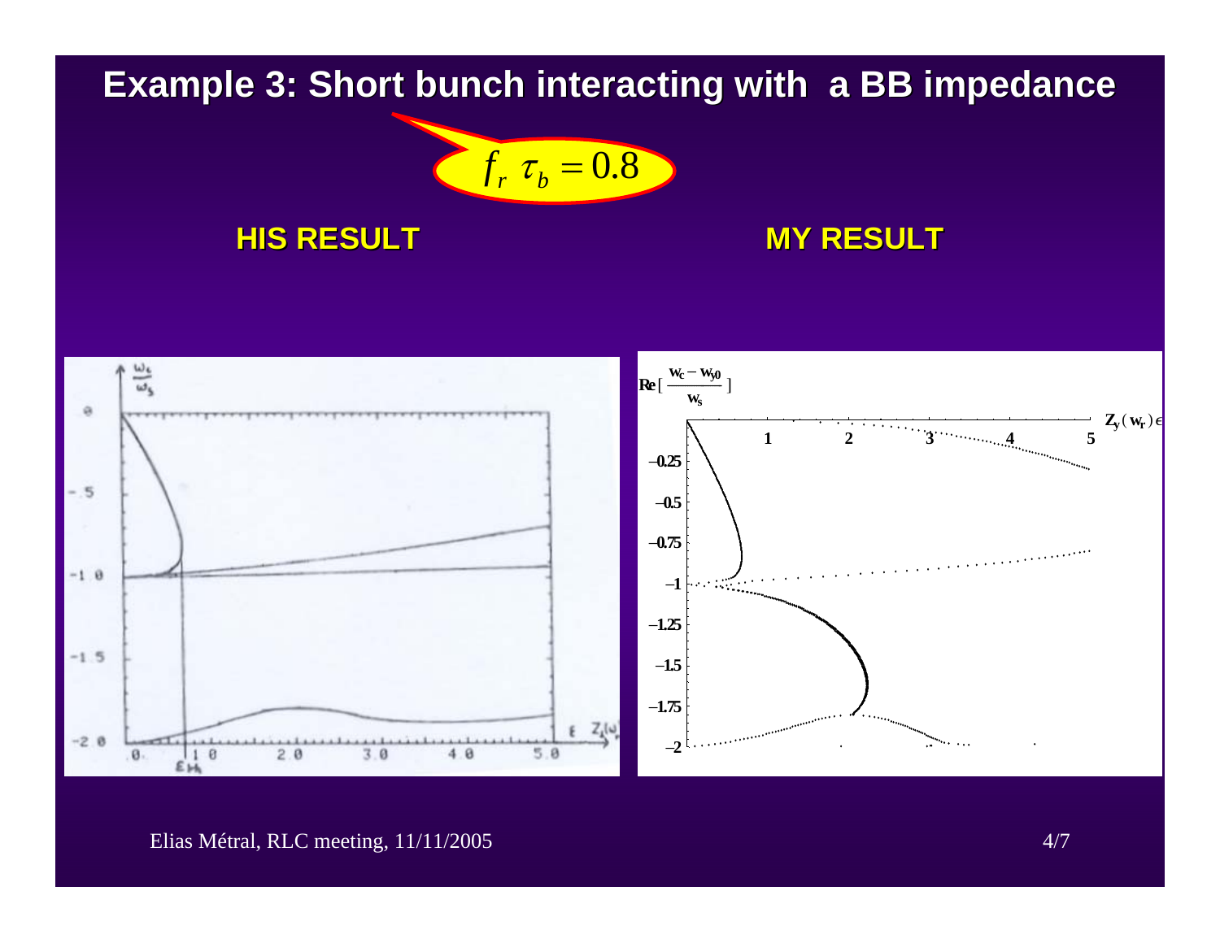# Example 3: Short bunch interacting with a BB impedance

$f_r \, \tau_b = 0.8$

**HIS RESULT** | **MY RESULT**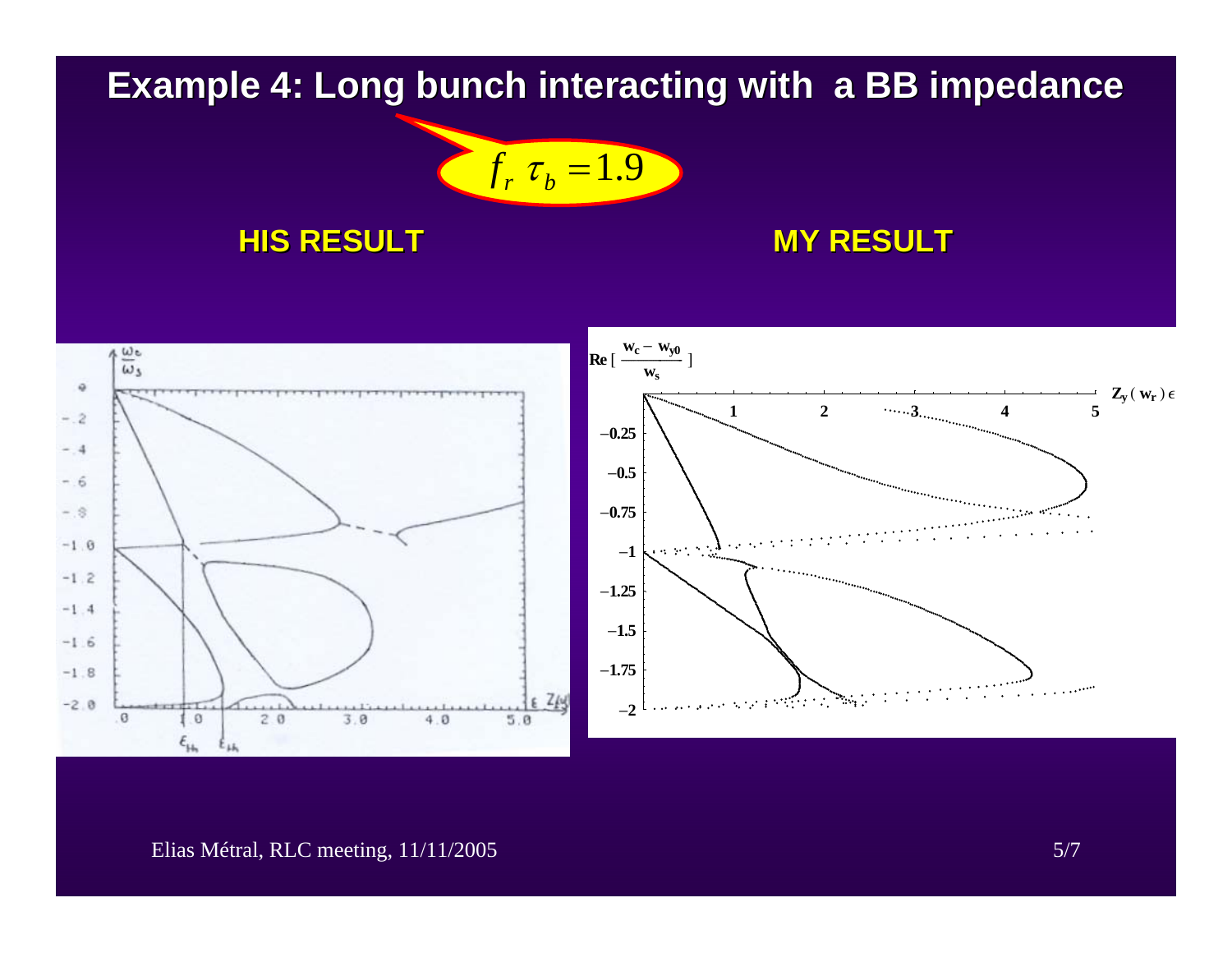# Example 4: Long bunch interacting with a BB impedance

$f_r \, \tau_b = 1.9$

**HIS RESULT** | **MY RESULT**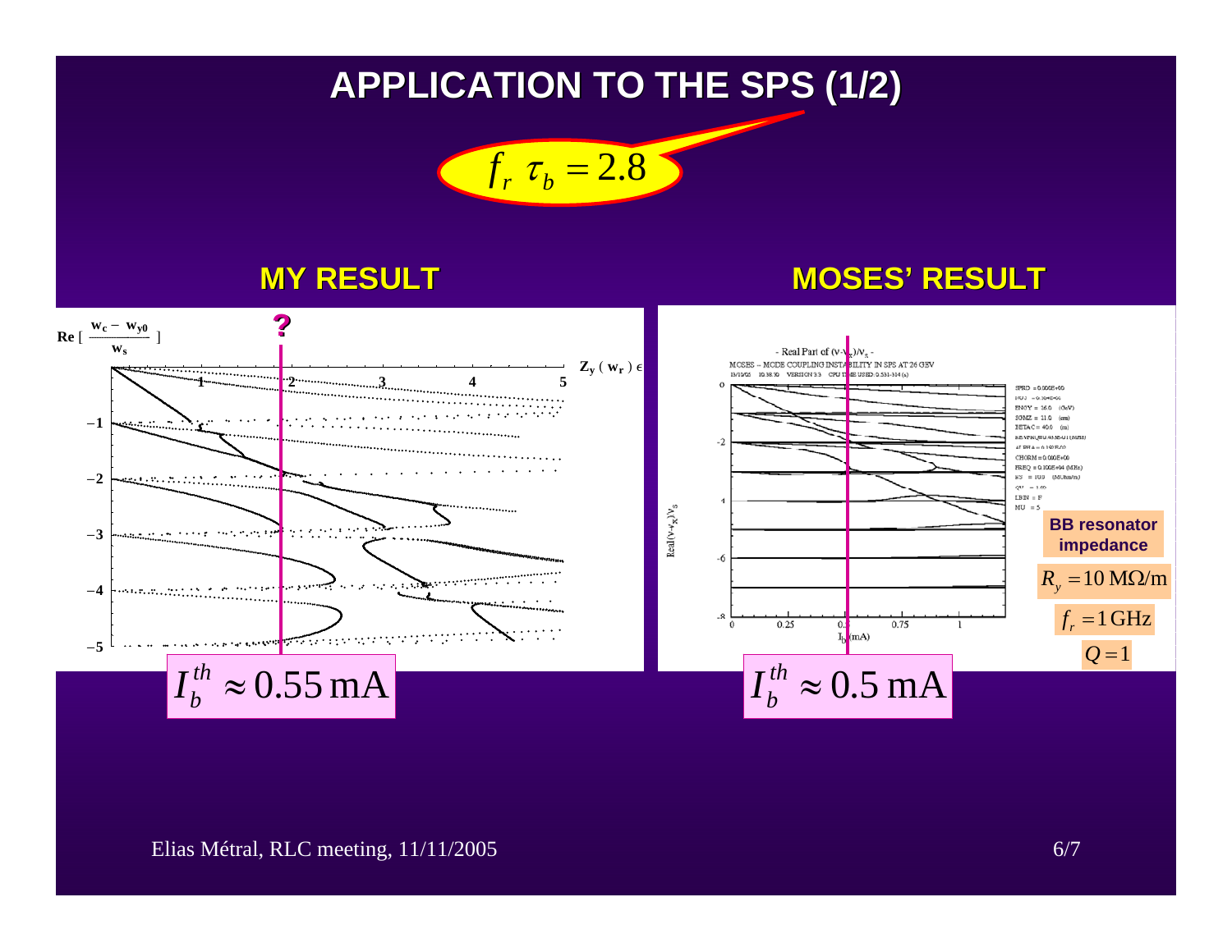# APPLICATION TO THE SPS (1/2)

$f_r \, \tau_b = 2.8$

## MY RESULT

$I_b^{th} \approx 0.55 \, \mathrm{mA}$

## MOSES' RESULT

**BB resonator impedance**

$R_y = 10 \, \mathrm{M\Omega/m}$

$f_r = 1 \, \mathrm{GHz}$

$Q = 1$

$I_b^{th} \approx 0.5 \, \mathrm{mA}$

Elias Métral, RLC meeting, 11/11/2005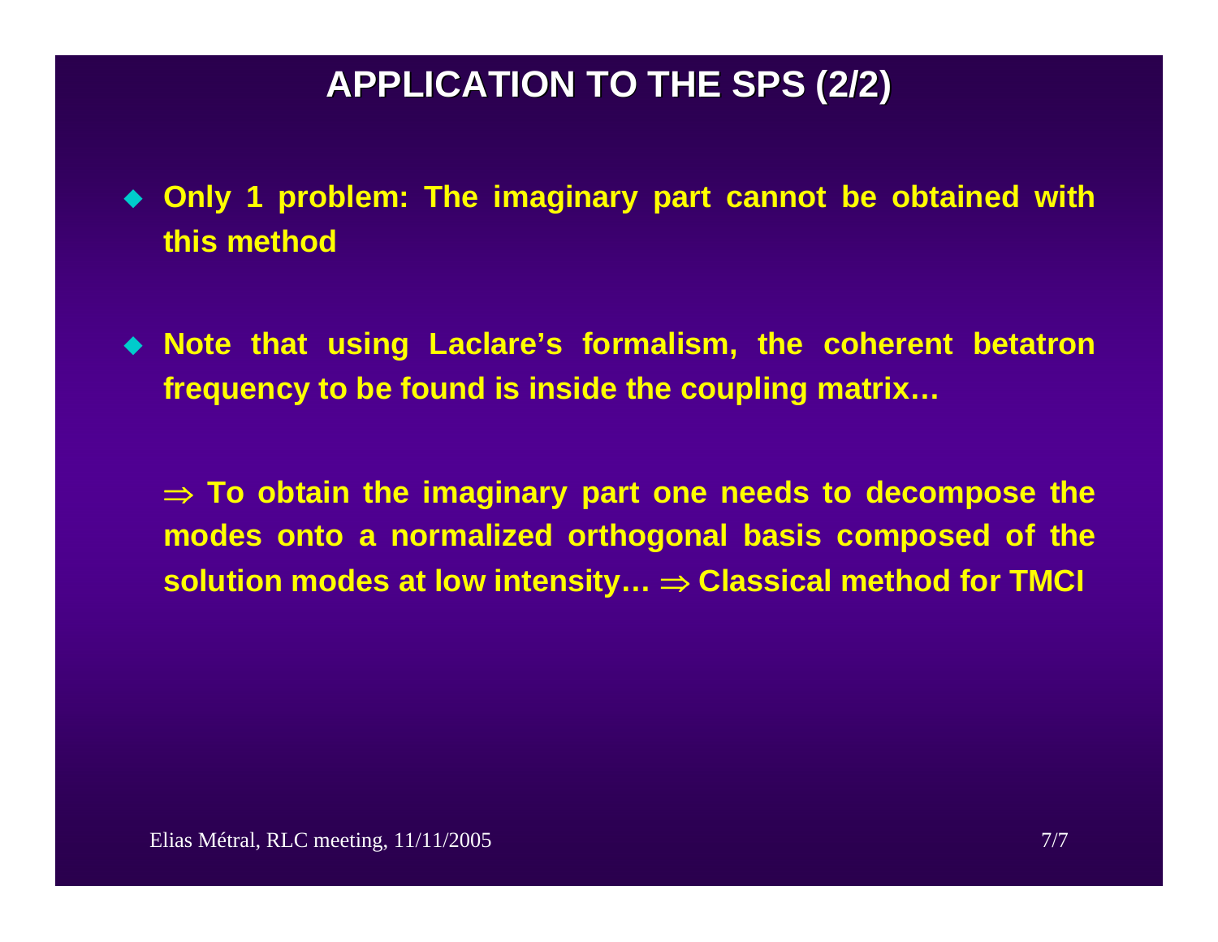# APPLICATION TO THE SPS (2/2)

- **Only 1 problem: The imaginary part cannot be obtained with this method**

- **Note that using Laclare's formalism, the coherent betatron frequency to be found is inside the coupling matrix…**

  **$\Rightarrow$ To obtain the imaginary part one needs to decompose the modes onto a normalized orthogonal basis composed of the solution modes at low intensity… $\Rightarrow$ Classical method for TMCI**